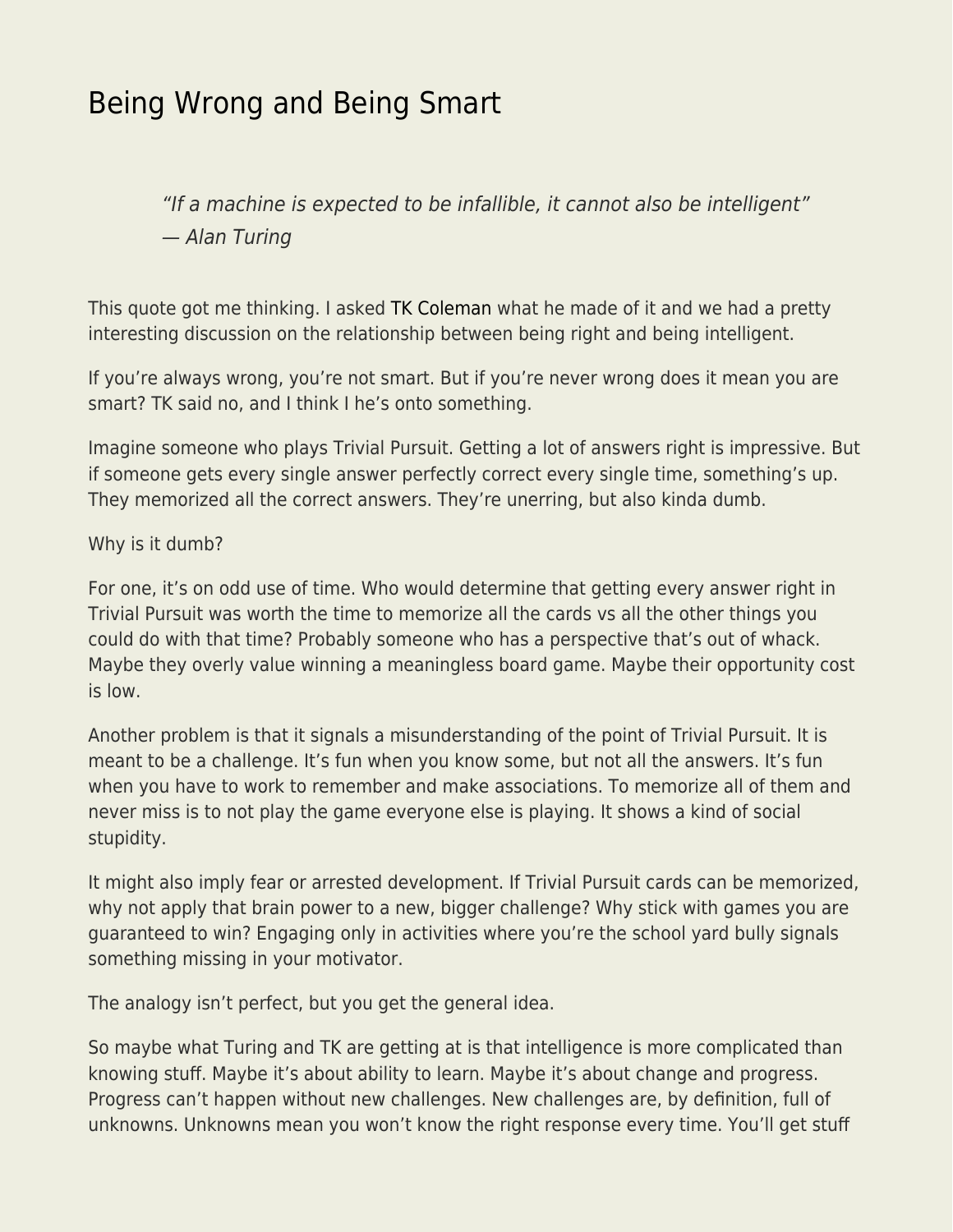# Being Wrong and Being Smart

> *"If a machine is expected to be infallible, it cannot also be intelligent"*
> *— Alan Turing*

This quote got me thinking. I asked TK Coleman what he made of it and we had a pretty interesting discussion on the relationship between being right and being intelligent.

If you're always wrong, you're not smart. But if you're never wrong does it mean you are smart? TK said no, and I think I he's onto something.

Imagine someone who plays Trivial Pursuit. Getting a lot of answers right is impressive. But if someone gets every single answer perfectly correct every single time, something's up. They memorized all the correct answers. They're unerring, but also kinda dumb.

Why is it dumb?

For one, it's on odd use of time. Who would determine that getting every answer right in Trivial Pursuit was worth the time to memorize all the cards vs all the other things you could do with that time? Probably someone who has a perspective that's out of whack. Maybe they overly value winning a meaningless board game. Maybe their opportunity cost is low.

Another problem is that it signals a misunderstanding of the point of Trivial Pursuit. It is meant to be a challenge. It's fun when you know some, but not all the answers. It's fun when you have to work to remember and make associations. To memorize all of them and never miss is to not play the game everyone else is playing. It shows a kind of social stupidity.

It might also imply fear or arrested development. If Trivial Pursuit cards can be memorized, why not apply that brain power to a new, bigger challenge? Why stick with games you are guaranteed to win? Engaging only in activities where you're the school yard bully signals something missing in your motivator.

The analogy isn't perfect, but you get the general idea.

So maybe what Turing and TK are getting at is that intelligence is more complicated than knowing stuff. Maybe it's about ability to learn. Maybe it's about change and progress. Progress can't happen without new challenges. New challenges are, by definition, full of unknowns. Unknowns mean you won't know the right response every time. You'll get stuff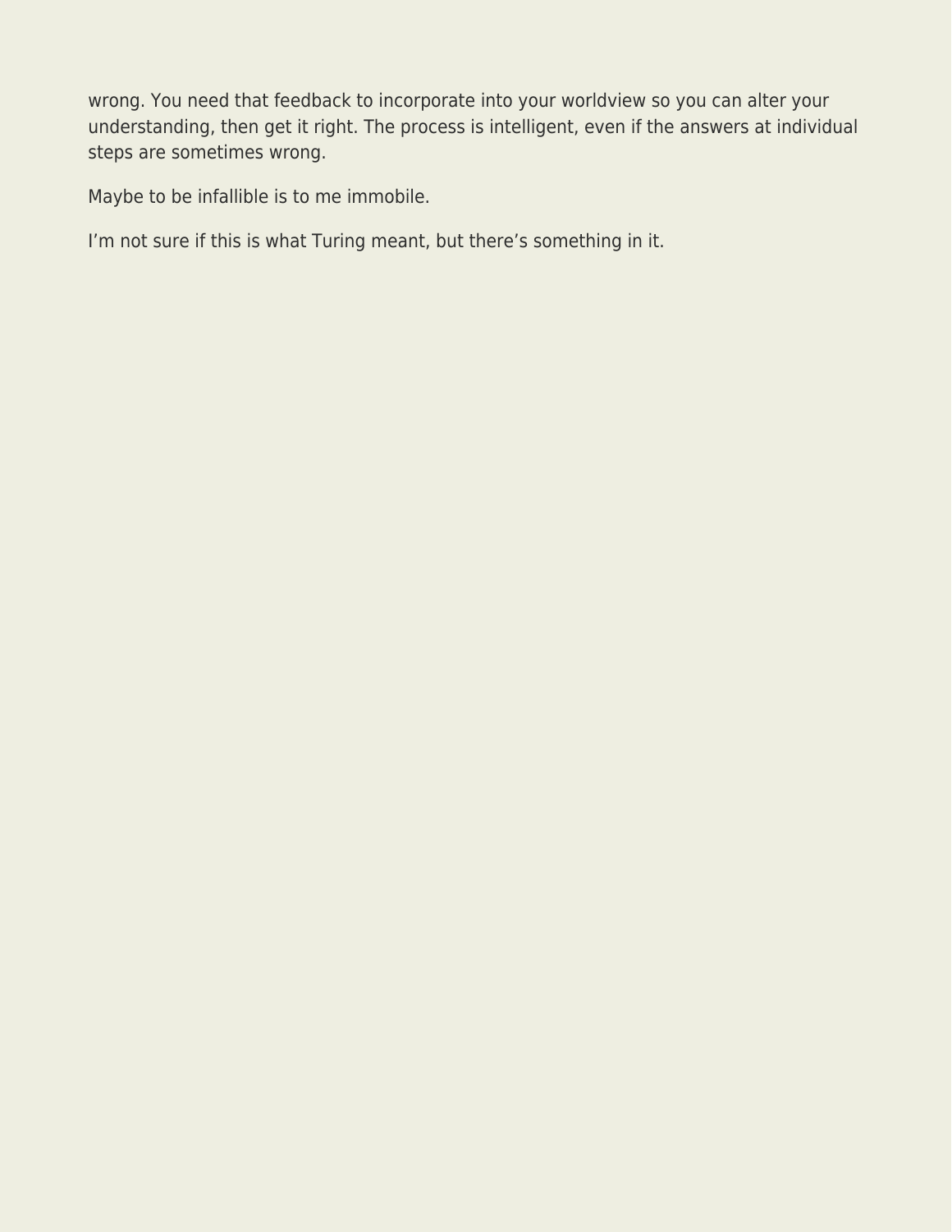wrong. You need that feedback to incorporate into your worldview so you can alter your understanding, then get it right. The process is intelligent, even if the answers at individual steps are sometimes wrong.

Maybe to be infallible is to me immobile.

I’m not sure if this is what Turing meant, but there’s something in it.